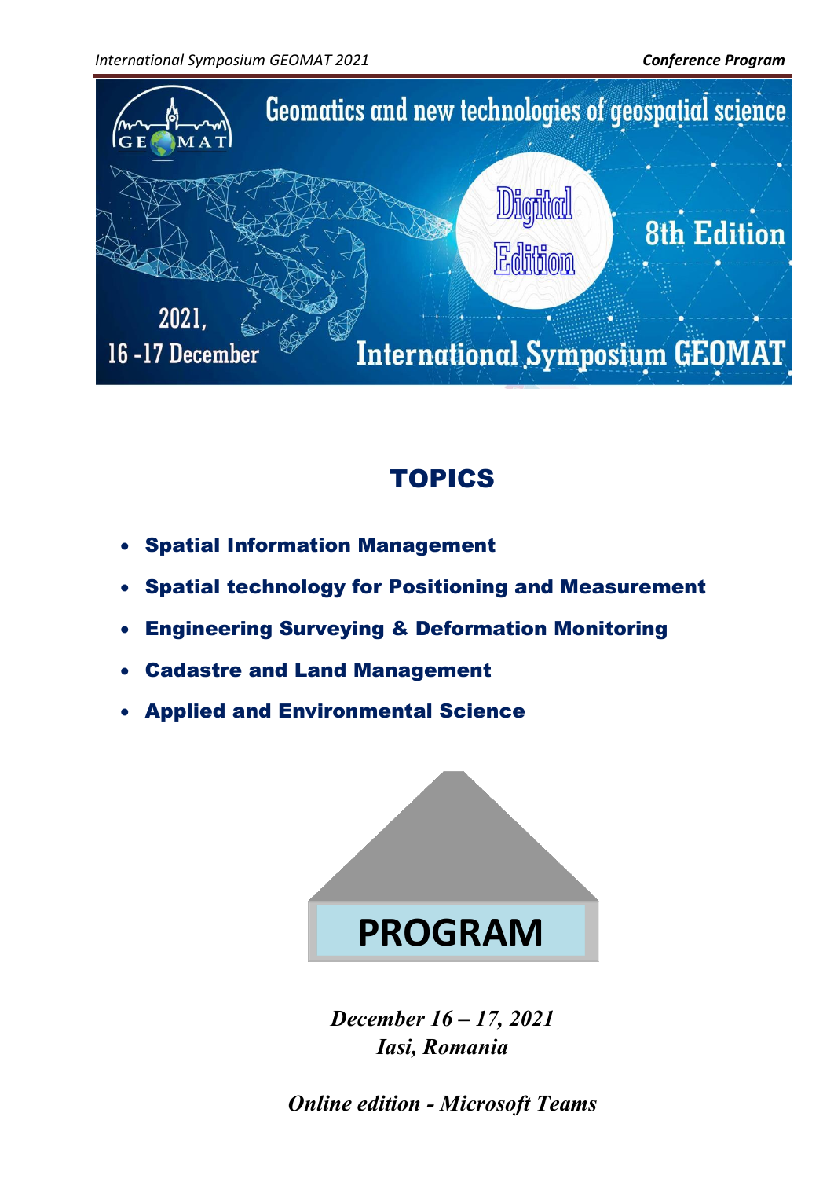Geomatics and new technologies of geospatial science

Digital Edition

8th Edition

2021, 16 -17 December

International Symposium GEOMAT

## TOPICS

- **Spatial Information Management**
- **Spatial technology for Positioning and Measurement**
- **Engineering Surveying & Deformation Monitoring**
- **Cadastre and Land Management**
- **Applied and Environmental Science**

# PROGRAM

*December 16 – 17, 2021*
*Iasi, Romania*

*Online edition - Microsoft Teams*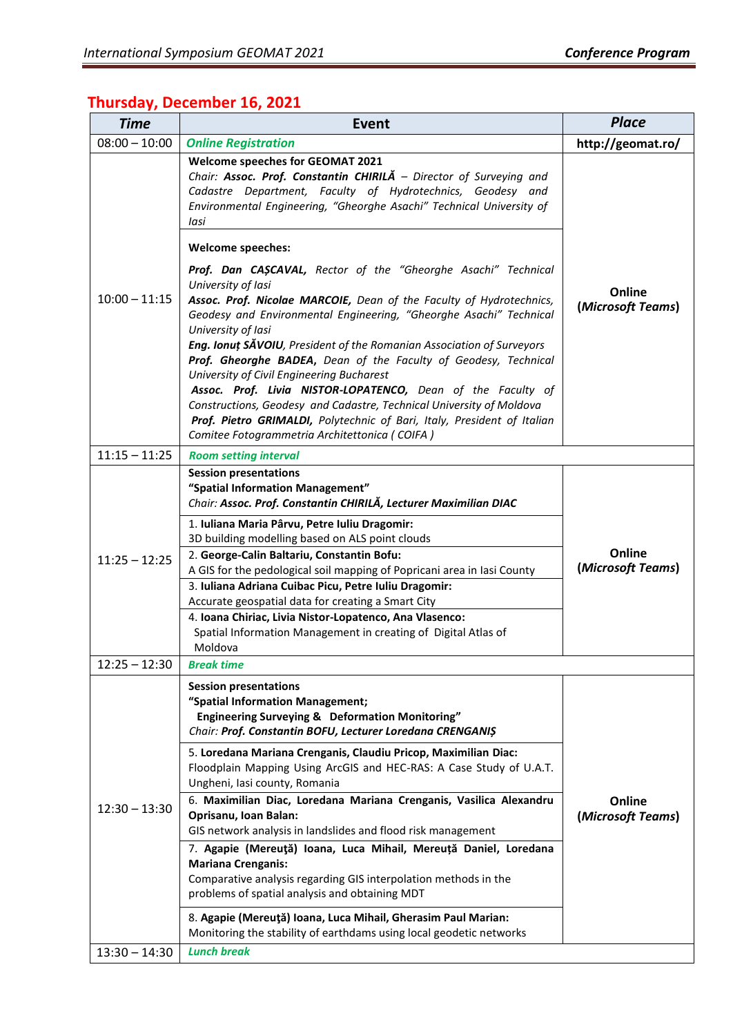## Thursday, December 16, 2021

| *Time* | Event | *Place* |
|---|---|---|
| 08:00 – 10:00 | ***Online Registration*** | **http://geomat.ro/** |
| 10:00 – 11:15 | **Welcome speeches for GEOMAT 2021**<br>*Chair:* ***Assoc. Prof. Constantin CHIRILĂ*** *– Director of Surveying and Cadastre Department, Faculty of Hydrotechnics, Geodesy and Environmental Engineering, "Gheorghe Asachi" Technical University of Iasi*<br><br>**Welcome speeches:**<br>***Prof. Dan CAȘCAVAL,*** *Rector of the "Gheorghe Asachi" Technical University of Iasi*<br>***Assoc. Prof. Nicolae MARCOIE,*** *Dean of the Faculty of Hydrotechnics, Geodesy and Environmental Engineering, "Gheorghe Asachi" Technical University of Iasi*<br>***Eng. Ionuț SĂVOIU,*** *President of the Romanian Association of Surveyors*<br>***Prof. Gheorghe BADEA,*** *Dean of the Faculty of Geodesy, Technical University of Civil Engineering Bucharest*<br>***Assoc. Prof. Livia NISTOR-LOPATENCO,*** *Dean of the Faculty of Constructions, Geodesy and Cadastre, Technical University of Moldova*<br>***Prof. Pietro GRIMALDI,*** *Polytechnic of Bari, Italy, President of Italian Comitee Fotogrammetria Architettonica ( COIFA )* | **Online (*Microsoft Teams*)** |
| 11:15 – 11:25 | ***Room setting interval*** | |
| 11:25 – 12:25 | **Session presentations**<br>**"Spatial Information Management"**<br>*Chair:* ***Assoc. Prof. Constantin CHIRILĂ, Lecturer Maximilian DIAC***<br><br>1. **Iuliana Maria Pârvu, Petre Iuliu Dragomir:**<br>3D building modelling based on ALS point clouds<br>2. **George-Calin Baltariu, Constantin Bofu:**<br>A GIS for the pedological soil mapping of Popricani area in Iasi County<br>3. **Iuliana Adriana Cuibac Picu, Petre Iuliu Dragomir:**<br>Accurate geospatial data for creating a Smart City<br>4. **Ioana Chiriac, Livia Nistor-Lopatenco, Ana Vlasenco:**<br>Spatial Information Management in creating of Digital Atlas of Moldova | **Online (*Microsoft Teams*)** |
| 12:25 – 12:30 | ***Break time*** | |
| 12:30 – 13:30 | **Session presentations**<br>**"Spatial Information Management;**<br>**Engineering Surveying & Deformation Monitoring"**<br>*Chair:* ***Prof. Constantin BOFU, Lecturer Loredana CRENGANIȘ***<br><br>5. **Loredana Mariana Crenganis, Claudiu Pricop, Maximilian Diac:**<br>Floodplain Mapping Using ArcGIS and HEC-RAS: A Case Study of U.A.T. Ungheni, Iasi county, Romania<br>6. **Maximilian Diac, Loredana Mariana Crenganis, Vasilica Alexandru Oprisanu, Ioan Balan:**<br>GIS network analysis in landslides and flood risk management<br>7. **Agapie (Mereuţă) Ioana, Luca Mihail, Mereuță Daniel, Loredana Mariana Crenganis:**<br>Comparative analysis regarding GIS interpolation methods in the problems of spatial analysis and obtaining MDT<br>8. **Agapie (Mereuţă) Ioana, Luca Mihail, Gherasim Paul Marian:**<br>Monitoring the stability of earthdams using local geodetic networks | **Online (*Microsoft Teams*)** |
| 13:30 – 14:30 | ***Lunch break*** | |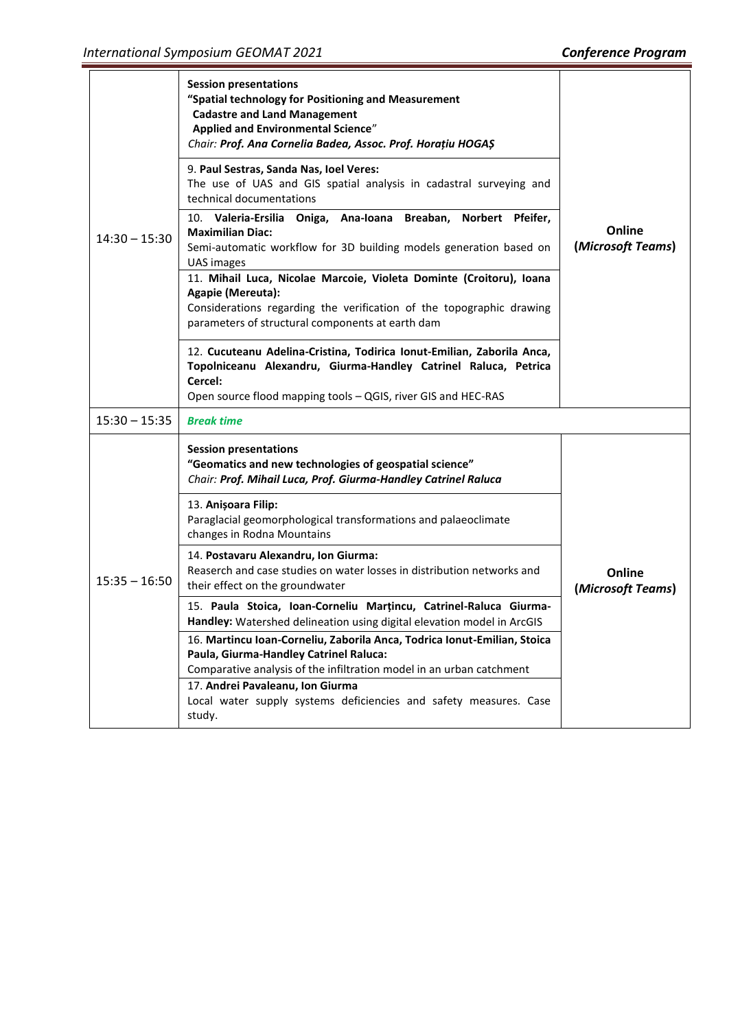| | | |
|---|---|---|
| 14:30 – 15:30 | **Session presentations**<br>**"Spatial technology for Positioning and Measurement**<br>**Cadastre and Land Management**<br>**Applied and Environmental Science**"<br>*Chair: **Prof. Ana Cornelia Badea, Assoc. Prof. Horațiu HOGAȘ*** | **Online**<br>**(*Microsoft Teams*)** |
| | 9. **Paul Sestras, Sanda Nas, Ioel Veres:**<br>The use of UAS and GIS spatial analysis in cadastral surveying and technical documentations | |
| | 10. **Valeria-Ersilia Oniga, Ana-Ioana Breaban, Norbert Pfeifer, Maximilian Diac:**<br>Semi-automatic workflow for 3D building models generation based on UAS images | |
| | 11. **Mihail Luca, Nicolae Marcoie, Violeta Dominte (Croitoru), Ioana Agapie (Mereuta):**<br>Considerations regarding the verification of the topographic drawing parameters of structural components at earth dam | |
| | 12. **Cucuteanu Adelina-Cristina, Todirica Ionut-Emilian, Zaborila Anca, Topolniceanu Alexandru, Giurma-Handley Catrinel Raluca, Petrica Cercel:**<br>Open source flood mapping tools – QGIS, river GIS and HEC-RAS | |
| 15:30 – 15:35 | ***Break time*** | |
| 15:35 – 16:50 | **Session presentations**<br>**"Geomatics and new technologies of geospatial science"**<br>*Chair: **Prof. Mihail Luca, Prof. Giurma-Handley Catrinel Raluca*** | **Online**<br>**(*Microsoft Teams*)** |
| | 13. **Anișoara Filip:**<br>Paraglacial geomorphological transformations and palaeoclimate changes in Rodna Mountains | |
| | 14. **Postavaru Alexandru, Ion Giurma:**<br>Reaserch and case studies on water losses in distribution networks and their effect on the groundwater | |
| | 15. **Paula Stoica, Ioan-Corneliu Marțincu, Catrinel-Raluca Giurma-Handley:** Watershed delineation using digital elevation model in ArcGIS | |
| | 16. **Martincu Ioan-Corneliu, Zaborila Anca, Todrica Ionut-Emilian, Stoica Paula, Giurma-Handley Catrinel Raluca:**<br>Comparative analysis of the infiltration model in an urban catchment | |
| | 17. **Andrei Pavaleanu, Ion Giurma**<br>Local water supply systems deficiencies and safety measures. Case study. | |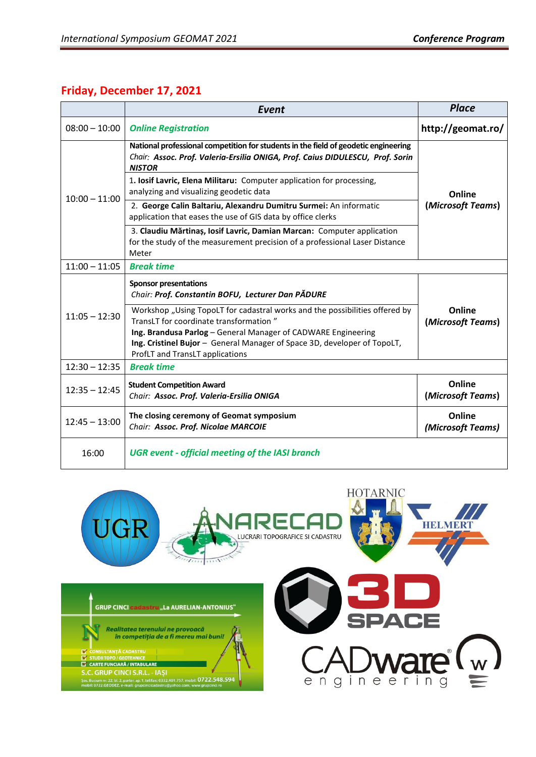## Friday, December 17, 2021

| | Event | Place |
|---|---|---|
| 08:00 – 10:00 | ***Online Registration*** | **http://geomat.ro/** |
| 10:00 – 11:00 | **National professional competition for students in the field of geodetic engineering**<br>*Chair:* ***Assoc. Prof. Valeria-Ersilia ONIGA, Prof. Caius DIDULESCU, Prof. Sorin NISTOR*** | **Online (*Microsoft Teams*)** |
| | 1. **Iosif Lavric, Elena Militaru:** Computer application for processing, analyzing and visualizing geodetic data | |
| | 2. **George Calin Baltariu, Alexandru Dumitru Surmei:** An informatic application that eases the use of GIS data by office clerks | |
| | 3. **Claudiu Mărtinaș, Iosif Lavric, Damian Marcan:** Computer application for the study of the measurement precision of a professional Laser Distance Meter | |
| 11:00 – 11:05 | ***Break time*** | |
| 11:05 – 12:30 | **Sponsor presentations**<br>*Chair:* ***Prof. Constantin BOFU, Lecturer Dan PĂDURE*** | **Online (*Microsoft Teams*)** |
| | Workshop „Using TopoLT for cadastral works and the possibilities offered by TransLT for coordinate transformation "<br>**Ing. Brandusa Parlog** – General Manager of CADWARE Engineering<br>**Ing. Cristinel Bujor** – General Manager of Space 3D, developer of TopoLT, ProfLT and TransLT applications | |
| 12:30 – 12:35 | ***Break time*** | |
| 12:35 – 12:45 | **Student Competition Award**<br>*Chair:* ***Assoc. Prof. Valeria-Ersilia ONIGA*** | **Online (*Microsoft Teams*)** |
| 12:45 – 13:00 | **The closing ceremony of Geomat symposium**<br>*Chair:* ***Assoc. Prof. Nicolae MARCOIE*** | **Online (*Microsoft Teams*)** |
| 16:00 | ***UGR event - official meeting of the IASI branch*** | |